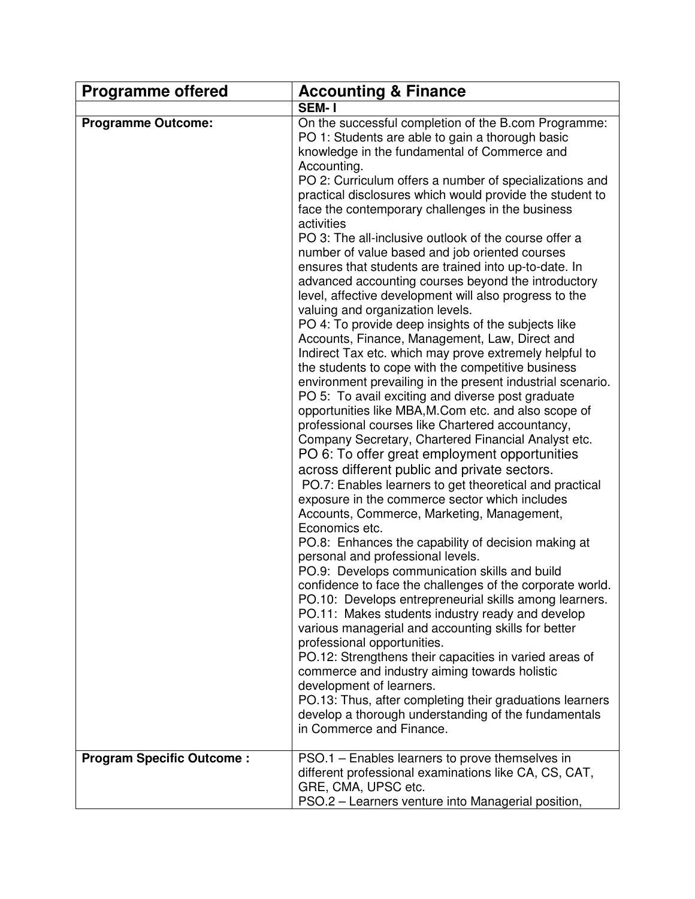| **Programme offered** | **Accounting & Finance** |
|---|---|
| | **SEM- I** |
| **Programme Outcome:** | On the successful completion of the B.com Programme:<br>PO 1: Students are able to gain a thorough basic knowledge in the fundamental of Commerce and Accounting.<br>PO 2: Curriculum offers a number of specializations and practical disclosures which would provide the student to face the contemporary challenges in the business activities<br>PO 3: The all-inclusive outlook of the course offer a number of value based and job oriented courses ensures that students are trained into up-to-date. In advanced accounting courses beyond the introductory level, affective development will also progress to the valuing and organization levels.<br>PO 4: To provide deep insights of the subjects like Accounts, Finance, Management, Law, Direct and Indirect Tax etc. which may prove extremely helpful to the students to cope with the competitive business environment prevailing in the present industrial scenario.<br>PO 5: To avail exciting and diverse post graduate opportunities like MBA,M.Com etc. and also scope of professional courses like Chartered accountancy, Company Secretary, Chartered Financial Analyst etc.<br>PO 6: To offer great employment opportunities across different public and private sectors.<br>PO.7: Enables learners to get theoretical and practical exposure in the commerce sector which includes Accounts, Commerce, Marketing, Management, Economics etc.<br>PO.8: Enhances the capability of decision making at personal and professional levels.<br>PO.9: Develops communication skills and build confidence to face the challenges of the corporate world.<br>PO.10: Develops entrepreneurial skills among learners.<br>PO.11: Makes students industry ready and develop various managerial and accounting skills for better professional opportunities.<br>PO.12: Strengthens their capacities in varied areas of commerce and industry aiming towards holistic development of learners.<br>PO.13: Thus, after completing their graduations learners develop a thorough understanding of the fundamentals in Commerce and Finance. |
| **Program Specific Outcome :** | PSO.1 – Enables learners to prove themselves in different professional examinations like CA, CS, CAT, GRE, CMA, UPSC etc.<br>PSO.2 – Learners venture into Managerial position, |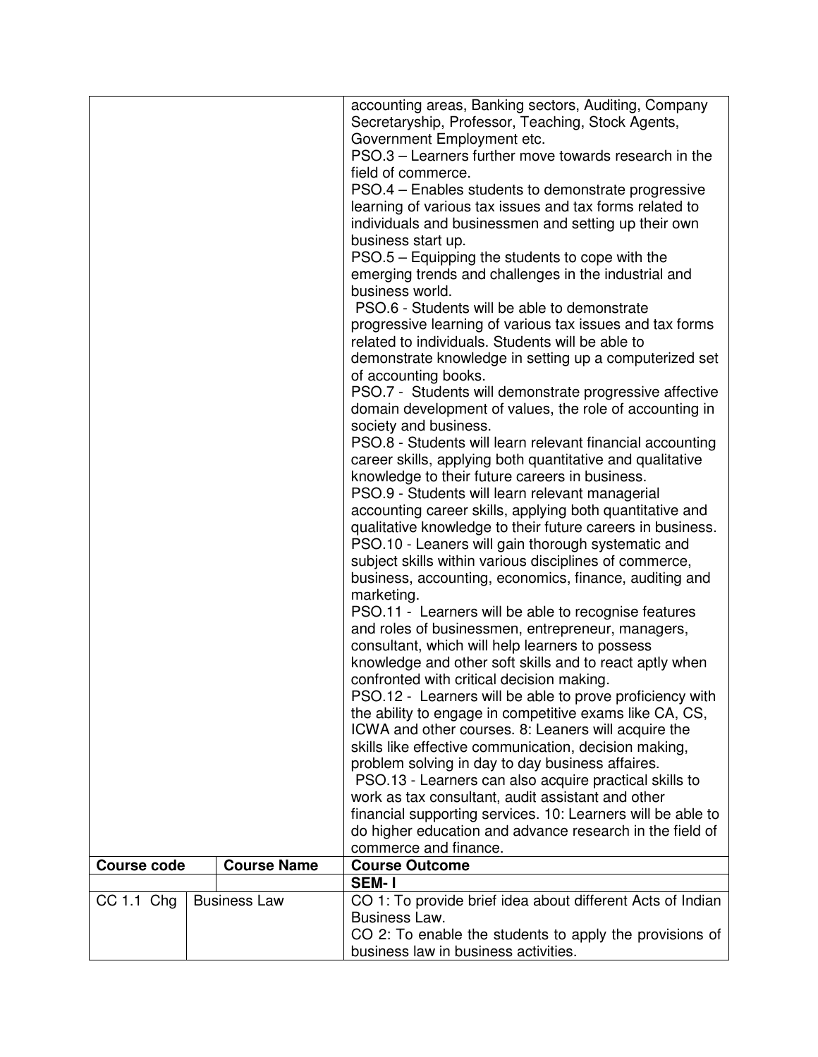| Course code | Course Name | Course Outcome |
|---|---|---|
| | | accounting areas, Banking sectors, Auditing, Company Secretaryship, Professor, Teaching, Stock Agents, Government Employment etc.<br>PSO.3 – Learners further move towards research in the field of commerce.<br>PSO.4 – Enables students to demonstrate progressive learning of various tax issues and tax forms related to individuals and businessmen and setting up their own business start up.<br>PSO.5 – Equipping the students to cope with the emerging trends and challenges in the industrial and business world.<br>PSO.6 - Students will be able to demonstrate progressive learning of various tax issues and tax forms related to individuals. Students will be able to demonstrate knowledge in setting up a computerized set of accounting books.<br>PSO.7 - Students will demonstrate progressive affective domain development of values, the role of accounting in society and business.<br>PSO.8 - Students will learn relevant financial accounting career skills, applying both quantitative and qualitative knowledge to their future careers in business.<br>PSO.9 - Students will learn relevant managerial accounting career skills, applying both quantitative and qualitative knowledge to their future careers in business.<br>PSO.10 - Leaners will gain thorough systematic and subject skills within various disciplines of commerce, business, accounting, economics, finance, auditing and marketing.<br>PSO.11 - Learners will be able to recognise features and roles of businessmen, entrepreneur, managers, consultant, which will help learners to possess knowledge and other soft skills and to react aptly when confronted with critical decision making.<br>PSO.12 - Learners will be able to prove proficiency with the ability to engage in competitive exams like CA, CS, ICWA and other courses. 8: Leaners will acquire the skills like effective communication, decision making, problem solving in day to day business affaires.<br>PSO.13 - Learners can also acquire practical skills to work as tax consultant, audit assistant and other financial supporting services. 10: Learners will be able to do higher education and advance research in the field of commerce and finance. |
| **Course code** | **Course Name** | **Course Outcome** |
| | | **SEM- I** |
| CC 1.1 Chg | Business Law | CO 1: To provide brief idea about different Acts of Indian Business Law.<br>CO 2: To enable the students to apply the provisions of business law in business activities. |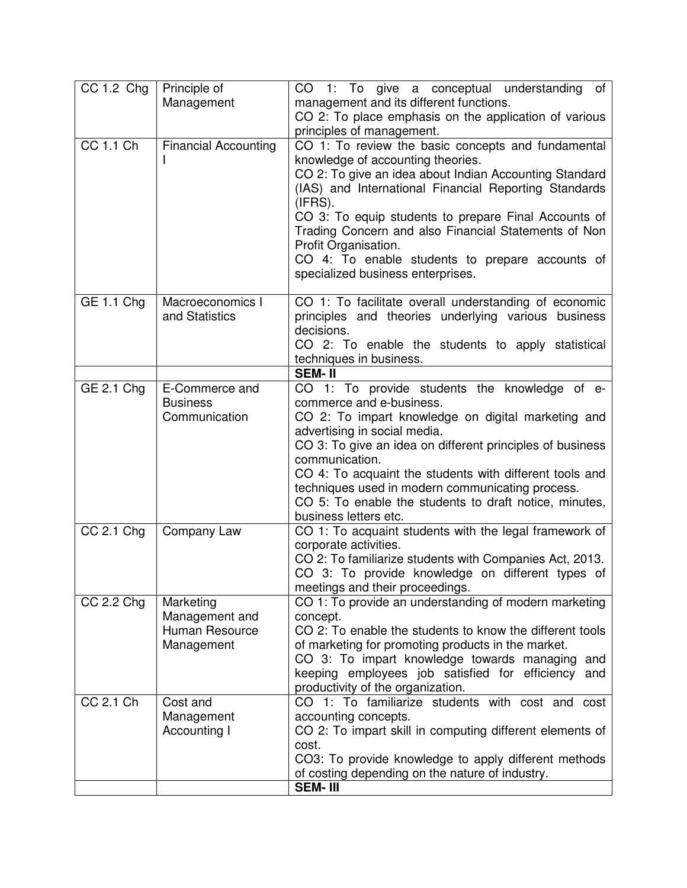| | | |
|---|---|---|
| CC 1.2 Chg | Principle of Management | CO 1: To give a conceptual understanding of management and its different functions.<br>CO 2: To place emphasis on the application of various principles of management. |
| CC 1.1 Ch | Financial Accounting I | CO 1: To review the basic concepts and fundamental knowledge of accounting theories.<br>CO 2: To give an idea about Indian Accounting Standard (IAS) and International Financial Reporting Standards (IFRS).<br>CO 3: To equip students to prepare Final Accounts of Trading Concern and also Financial Statements of Non Profit Organisation.<br>CO 4: To enable students to prepare accounts of specialized business enterprises. |
| GE 1.1 Chg | Macroeconomics I and Statistics | CO 1: To facilitate overall understanding of economic principles and theories underlying various business decisions.<br>CO 2: To enable the students to apply statistical techniques in business. |
| | | **SEM- II** |
| GE 2.1 Chg | E-Commerce and Business Communication | CO 1: To provide students the knowledge of e-commerce and e-business.<br>CO 2: To impart knowledge on digital marketing and advertising in social media.<br>CO 3: To give an idea on different principles of business communication.<br>CO 4: To acquaint the students with different tools and techniques used in modern communicating process.<br>CO 5: To enable the students to draft notice, minutes, business letters etc. |
| CC 2.1 Chg | Company Law | CO 1: To acquaint students with the legal framework of corporate activities.<br>CO 2: To familiarize students with Companies Act, 2013.<br>CO 3: To provide knowledge on different types of meetings and their proceedings. |
| CC 2.2 Chg | Marketing Management and Human Resource Management | CO 1: To provide an understanding of modern marketing concept.<br>CO 2: To enable the students to know the different tools of marketing for promoting products in the market.<br>CO 3: To impart knowledge towards managing and keeping employees job satisfied for efficiency and productivity of the organization. |
| CC 2.1 Ch | Cost and Management Accounting I | CO 1: To familiarize students with cost and cost accounting concepts.<br>CO 2: To impart skill in computing different elements of cost.<br>CO3: To provide knowledge to apply different methods of costing depending on the nature of industry. |
| | | **SEM- III** |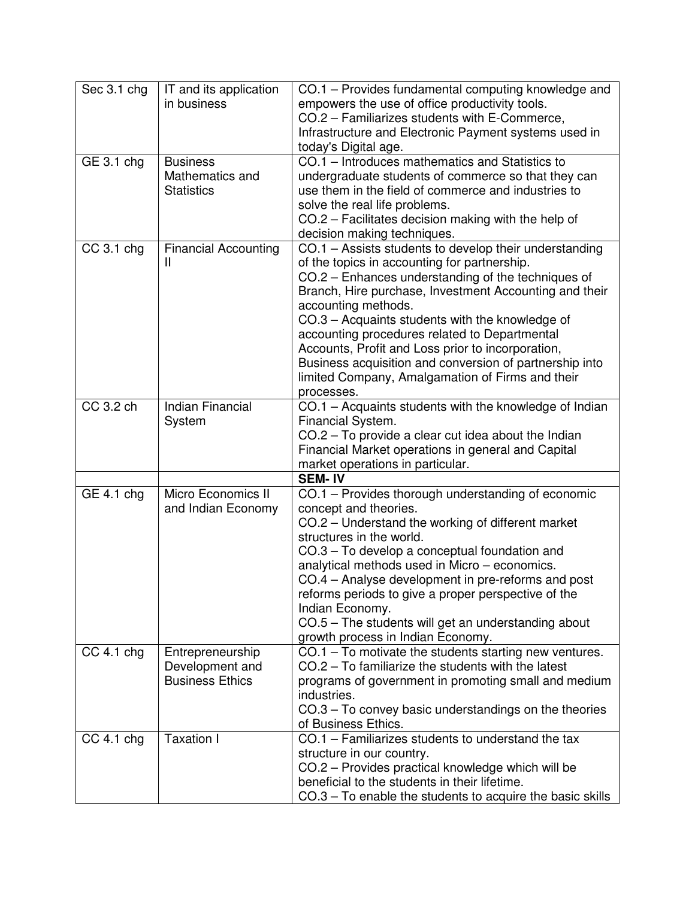| Sec 3.1 chg | IT and its application in business | CO.1 – Provides fundamental computing knowledge and empowers the use of office productivity tools.<br>CO.2 – Familiarizes students with E-Commerce, Infrastructure and Electronic Payment systems used in today's Digital age. |
|---|---|---|
| GE 3.1 chg | Business Mathematics and Statistics | CO.1 – Introduces mathematics and Statistics to undergraduate students of commerce so that they can use them in the field of commerce and industries to solve the real life problems.<br>CO.2 – Facilitates decision making with the help of decision making techniques. |
| CC 3.1 chg | Financial Accounting II | CO.1 – Assists students to develop their understanding of the topics in accounting for partnership.<br>CO.2 – Enhances understanding of the techniques of Branch, Hire purchase, Investment Accounting and their accounting methods.<br>CO.3 – Acquaints students with the knowledge of accounting procedures related to Departmental Accounts, Profit and Loss prior to incorporation, Business acquisition and conversion of partnership into limited Company, Amalgamation of Firms and their processes. |
| CC 3.2 ch | Indian Financial System | CO.1 – Acquaints students with the knowledge of Indian Financial System.<br>CO.2 – To provide a clear cut idea about the Indian Financial Market operations in general and Capital market operations in particular. |
| | | **SEM- IV** |
| GE 4.1 chg | Micro Economics II and Indian Economy | CO.1 – Provides thorough understanding of economic concept and theories.<br>CO.2 – Understand the working of different market structures in the world.<br>CO.3 – To develop a conceptual foundation and analytical methods used in Micro – economics.<br>CO.4 – Analyse development in pre-reforms and post reforms periods to give a proper perspective of the Indian Economy.<br>CO.5 – The students will get an understanding about growth process in Indian Economy. |
| CC 4.1 chg | Entrepreneurship Development and Business Ethics | CO.1 – To motivate the students starting new ventures.<br>CO.2 – To familiarize the students with the latest programs of government in promoting small and medium industries.<br>CO.3 – To convey basic understandings on the theories of Business Ethics. |
| CC 4.1 chg | Taxation I | CO.1 – Familiarizes students to understand the tax structure in our country.<br>CO.2 – Provides practical knowledge which will be beneficial to the students in their lifetime.<br>CO.3 – To enable the students to acquire the basic skills |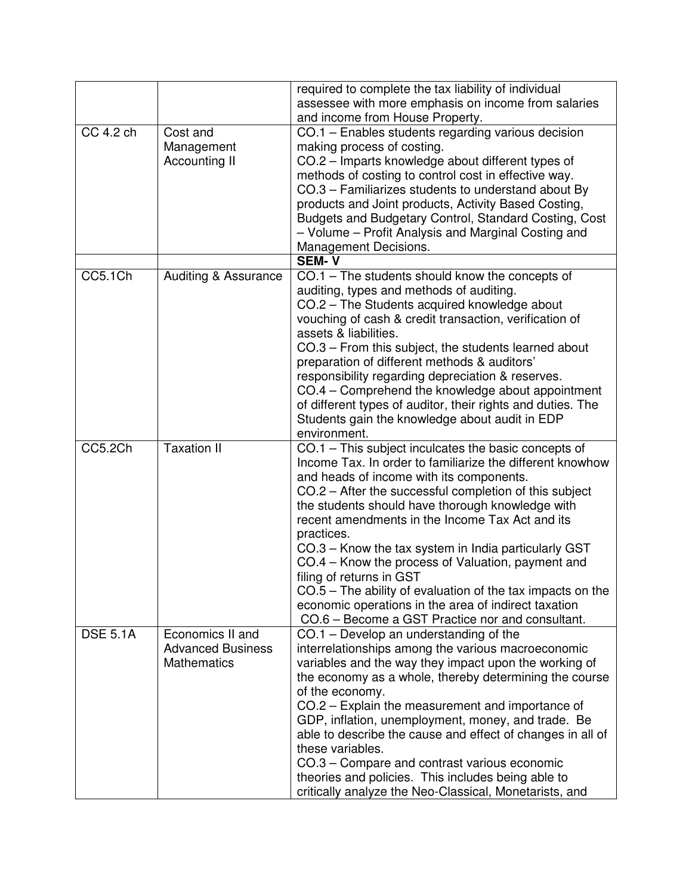| | | |
|---|---|---|
| | | required to complete the tax liability of individual assessee with more emphasis on income from salaries and income from House Property. |
| CC 4.2 ch | Cost and Management Accounting II | CO.1 – Enables students regarding various decision making process of costing.<br>CO.2 – Imparts knowledge about different types of methods of costing to control cost in effective way.<br>CO.3 – Familiarizes students to understand about By products and Joint products, Activity Based Costing, Budgets and Budgetary Control, Standard Costing, Cost – Volume – Profit Analysis and Marginal Costing and Management Decisions. |
| | | **SEM- V** |
| CC5.1Ch | Auditing & Assurance | CO.1 – The students should know the concepts of auditing, types and methods of auditing.<br>CO.2 – The Students acquired knowledge about vouching of cash & credit transaction, verification of assets & liabilities.<br>CO.3 – From this subject, the students learned about preparation of different methods & auditors' responsibility regarding depreciation & reserves.<br>CO.4 – Comprehend the knowledge about appointment of different types of auditor, their rights and duties. The Students gain the knowledge about audit in EDP environment. |
| CC5.2Ch | Taxation II | CO.1 – This subject inculcates the basic concepts of Income Tax. In order to familiarize the different knowhow and heads of income with its components.<br>CO.2 – After the successful completion of this subject the students should have thorough knowledge with recent amendments in the Income Tax Act and its practices.<br>CO.3 – Know the tax system in India particularly GST<br>CO.4 – Know the process of Valuation, payment and filing of returns in GST<br>CO.5 – The ability of evaluation of the tax impacts on the economic operations in the area of indirect taxation<br>CO.6 – Become a GST Practice nor and consultant. |
| DSE 5.1A | Economics II and Advanced Business Mathematics | CO.1 – Develop an understanding of the interrelationships among the various macroeconomic variables and the way they impact upon the working of the economy as a whole, thereby determining the course of the economy.<br>CO.2 – Explain the measurement and importance of GDP, inflation, unemployment, money, and trade. Be able to describe the cause and effect of changes in all of these variables.<br>CO.3 – Compare and contrast various economic theories and policies. This includes being able to critically analyze the Neo-Classical, Monetarists, and |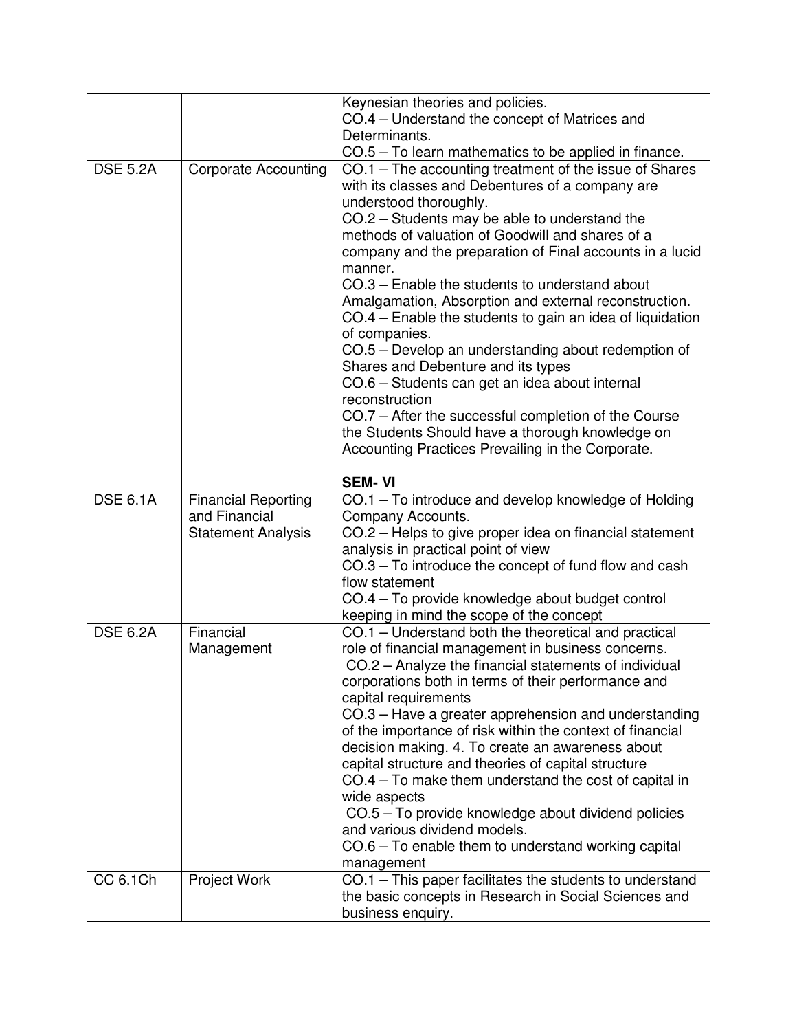| | | |
|---|---|---|
| | | Keynesian theories and policies.<br>CO.4 – Understand the concept of Matrices and Determinants.<br>CO.5 – To learn mathematics to be applied in finance. |
| DSE 5.2A | Corporate Accounting | CO.1 – The accounting treatment of the issue of Shares with its classes and Debentures of a company are understood thoroughly.<br>CO.2 – Students may be able to understand the methods of valuation of Goodwill and shares of a company and the preparation of Final accounts in a lucid manner.<br>CO.3 – Enable the students to understand about Amalgamation, Absorption and external reconstruction.<br>CO.4 – Enable the students to gain an idea of liquidation of companies.<br>CO.5 – Develop an understanding about redemption of Shares and Debenture and its types<br>CO.6 – Students can get an idea about internal reconstruction<br>CO.7 – After the successful completion of the Course the Students Should have a thorough knowledge on Accounting Practices Prevailing in the Corporate. |
| | | **SEM- VI** |
| DSE 6.1A | Financial Reporting and Financial Statement Analysis | CO.1 – To introduce and develop knowledge of Holding Company Accounts.<br>CO.2 – Helps to give proper idea on financial statement analysis in practical point of view<br>CO.3 – To introduce the concept of fund flow and cash flow statement<br>CO.4 – To provide knowledge about budget control keeping in mind the scope of the concept |
| DSE 6.2A | Financial Management | CO.1 – Understand both the theoretical and practical role of financial management in business concerns.<br>CO.2 – Analyze the financial statements of individual corporations both in terms of their performance and capital requirements<br>CO.3 – Have a greater apprehension and understanding of the importance of risk within the context of financial decision making. 4. To create an awareness about capital structure and theories of capital structure<br>CO.4 – To make them understand the cost of capital in wide aspects<br>CO.5 – To provide knowledge about dividend policies and various dividend models.<br>CO.6 – To enable them to understand working capital management |
| CC 6.1Ch | Project Work | CO.1 – This paper facilitates the students to understand the basic concepts in Research in Social Sciences and business enquiry. |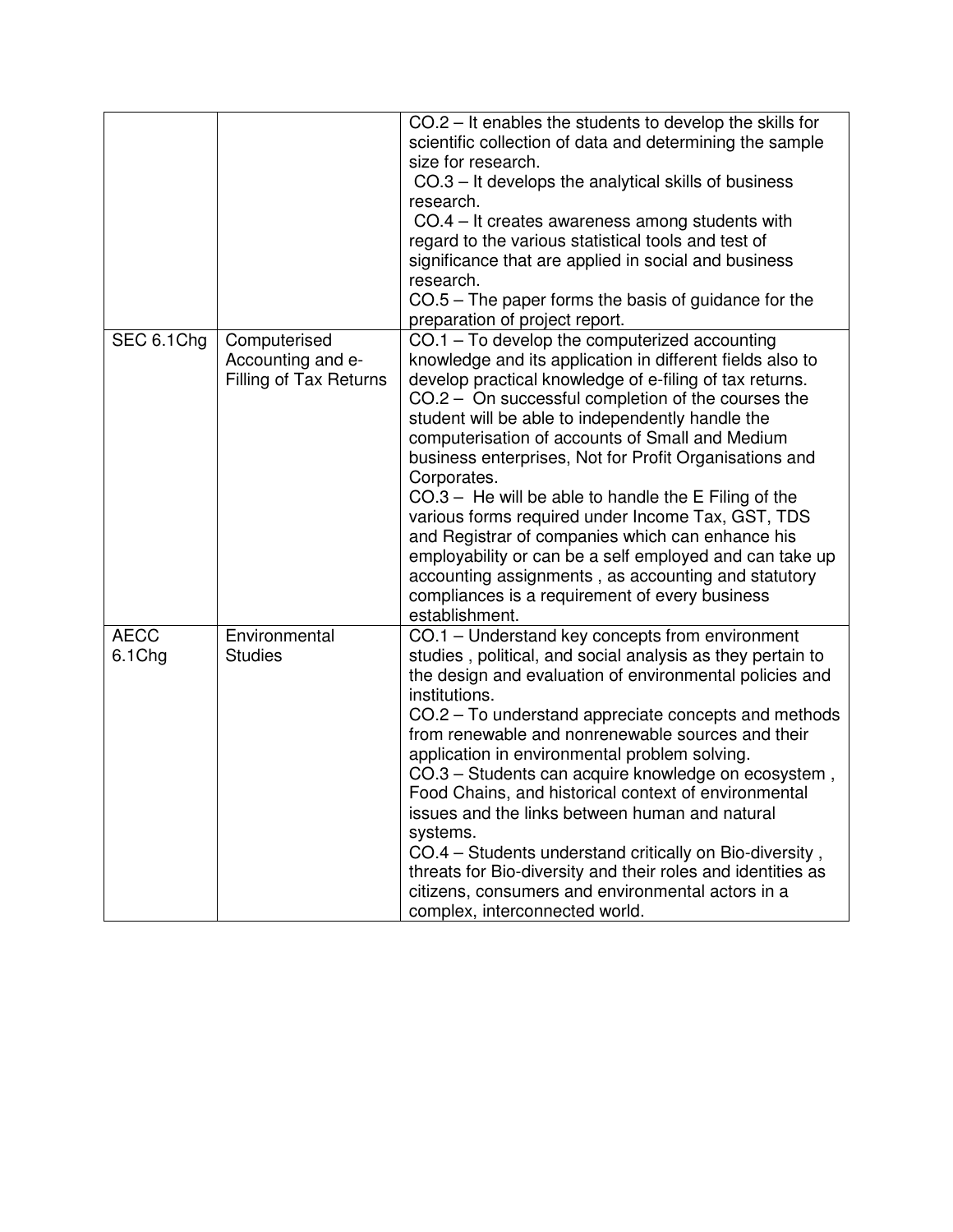| | | |
|---|---|---|
| | | CO.2 – It enables the students to develop the skills for scientific collection of data and determining the sample size for research.<br>CO.3 – It develops the analytical skills of business research.<br>CO.4 – It creates awareness among students with regard to the various statistical tools and test of significance that are applied in social and business research.<br>CO.5 – The paper forms the basis of guidance for the preparation of project report. |
| SEC 6.1Chg | Computerised Accounting and e-Filling of Tax Returns | CO.1 – To develop the computerized accounting knowledge and its application in different fields also to develop practical knowledge of e-filing of tax returns.<br>CO.2 – On successful completion of the courses the student will be able to independently handle the computerisation of accounts of Small and Medium business enterprises, Not for Profit Organisations and Corporates.<br>CO.3 – He will be able to handle the E Filing of the various forms required under Income Tax, GST, TDS and Registrar of companies which can enhance his employability or can be a self employed and can take up accounting assignments , as accounting and statutory compliances is a requirement of every business establishment. |
| AECC 6.1Chg | Environmental Studies | CO.1 – Understand key concepts from environment studies , political, and social analysis as they pertain to the design and evaluation of environmental policies and institutions.<br>CO.2 – To understand appreciate concepts and methods from renewable and nonrenewable sources and their application in environmental problem solving.<br>CO.3 – Students can acquire knowledge on ecosystem , Food Chains, and historical context of environmental issues and the links between human and natural systems.<br>CO.4 – Students understand critically on Bio-diversity , threats for Bio-diversity and their roles and identities as citizens, consumers and environmental actors in a complex, interconnected world. |